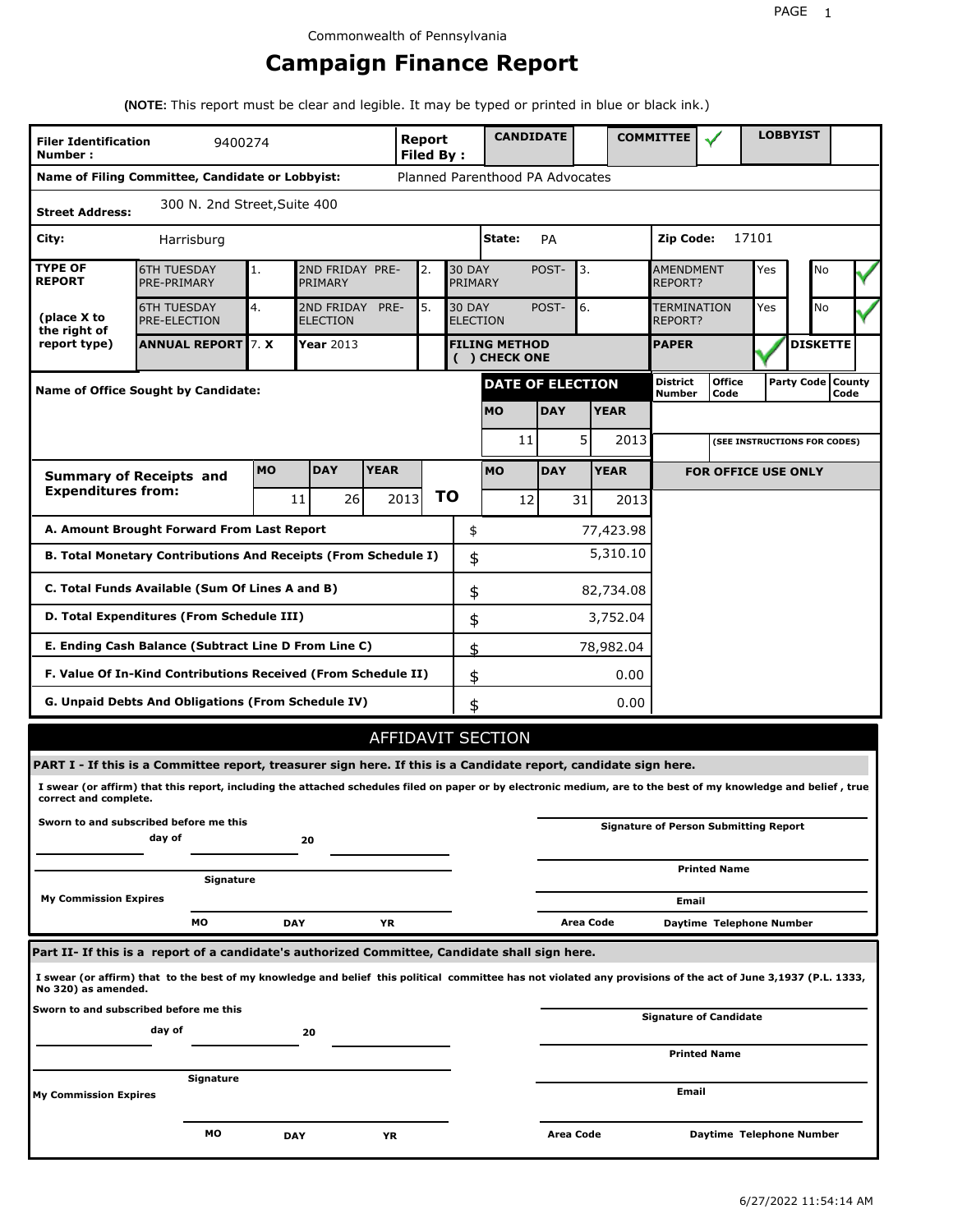Commonwealth of Pennsylvania

# Campaign Finance Report

**(NOTE:** This report must be clear and legible. It may be typed or printed in blue or black ink.)

| | | | | |
|---|---|---|---|---|
| **Filer Identification Number :** 9400274 | **Report Filed By :** | **CANDIDATE** | **COMMITTEE** ✓ | **LOBBYIST** |

**Name of Filing Committee, Candidate or Lobbyist:** Planned Parenthood PA Advocates

**Street Address:** 300 N. 2nd Street,Suite 400

**City:** Harrisburg **State:** PA **Zip Code:** 17101

| **TYPE OF REPORT** (place X to the right of report type) | | | | | | | | |
|---|---|---|---|---|---|---|---|---|
| 6TH TUESDAY PRE-PRIMARY | 1. | 2ND FRIDAY PRE-PRIMARY | 2. | 30 DAY POST-PRIMARY | 3. | AMENDMENT REPORT? | Yes | No ✓ |
| 6TH TUESDAY PRE-ELECTION | 4. | 2ND FRIDAY PRE-ELECTION | 5. | 30 DAY POST-ELECTION | 6. | TERMINATION REPORT? | Yes | No ✓ |
| **ANNUAL REPORT** | 7. **X** | **Year** 2013 | | **FILING METHOD ( ) CHECK ONE** | | **PAPER** ✓ | **DISKETTE** | |

**Name of Office Sought by Candidate:**

| **DATE OF ELECTION** | | |
|---|---|---|
| **MO** | **DAY** | **YEAR** |
| 11 | 5 | 2013 |

| **District Number** | **Office Code** | **Party Code** | **County Code** |
|---|---|---|---|
| | | | |

**(SEE INSTRUCTIONS FOR CODES)**

| **Summary of Receipts and Expenditures from:** | **MO** | **DAY** | **YEAR** | | **MO** | **DAY** | **YEAR** |
|---|---|---|---|---|---|---|---|
| | 11 | 26 | 2013 | **TO** | 12 | 31 | 2013 |

**FOR OFFICE USE ONLY**

| | | |
|---|---|---|
| **A. Amount Brought Forward From Last Report** | $ | 77,423.98 |
| **B. Total Monetary Contributions And Receipts (From Schedule I)** | $ | 5,310.10 |
| **C. Total Funds Available (Sum Of Lines A and B)** | $ | 82,734.08 |
| **D. Total Expenditures (From Schedule III)** | $ | 3,752.04 |
| **E. Ending Cash Balance (Subtract Line D From Line C)** | $ | 78,982.04 |
| **F. Value Of In-Kind Contributions Received (From Schedule II)** | $ | 0.00 |
| **G. Unpaid Debts And Obligations (From Schedule IV)** | $ | 0.00 |

## AFFIDAVIT SECTION

**PART I - If this is a Committee report, treasurer sign here. If this is a Candidate report, candidate sign here.**

**I swear (or affirm) that this report, including the attached schedules filed on paper or by electronic medium, are to the best of my knowledge and belief , true correct and complete.**

**Sworn to and subscribed before me this** ________ **day of** ________ **20** ________

**Signature**

**My Commission Expires** **MO** **DAY** **YR**

**Signature of Person Submitting Report**

**Printed Name**

**Email**

**Area Code** **Daytime Telephone Number**

**Part II- If this is a report of a candidate's authorized Committee, Candidate shall sign here.**

**I swear (or affirm) that to the best of my knowledge and belief this political committee has not violated any provisions of the act of June 3,1937 (P.L. 1333, No 320) as amended.**

**Sworn to and subscribed before me this** ________ **day of** ________ **20** ________

**Signature**

**My Commission Expires** **MO** **DAY** **YR**

**Signature of Candidate**

**Printed Name**

**Email**

**Area Code** **Daytime Telephone Number**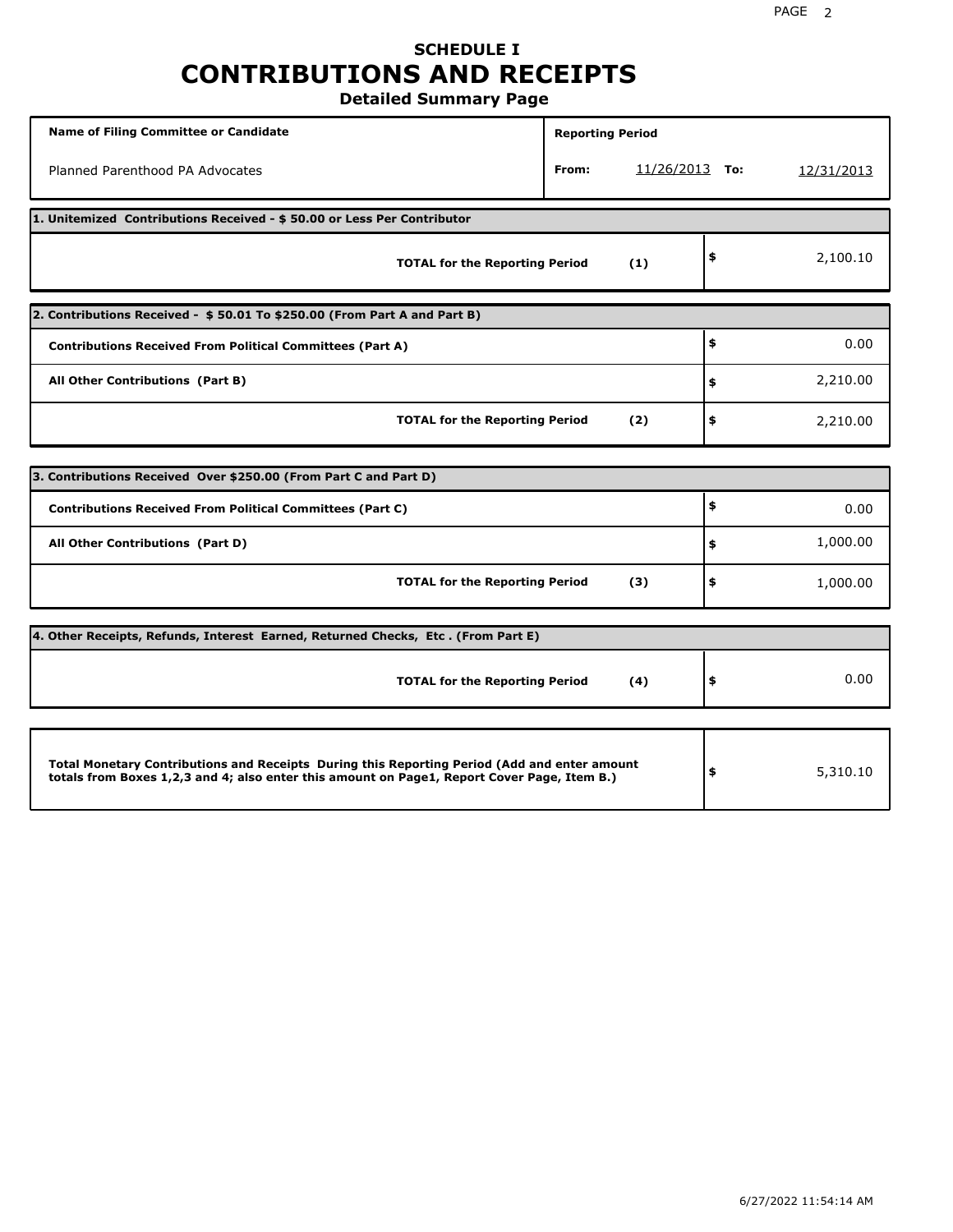# SCHEDULE I
# CONTRIBUTIONS AND RECEIPTS
## Detailed Summary Page

| Name of Filing Committee or Candidate | Reporting Period | | | |
|---|---|---|---|---|
| Planned Parenthood PA Advocates | From: | 11/26/2013 | To: | 12/31/2013 |

**1. Unitemized Contributions Received - $ 50.00 or Less Per Contributor**

| | | |
|---|---|---|
| **TOTAL for the Reporting Period** | **(1)** | $ 2,100.10 |

**2. Contributions Received - $ 50.01 To $250.00 (From Part A and Part B)**

| | | |
|---|---|---|
| **Contributions Received From Political Committees (Part A)** | | $ 0.00 |
| **All Other Contributions (Part B)** | | $ 2,210.00 |
| **TOTAL for the Reporting Period** | **(2)** | $ 2,210.00 |

**3. Contributions Received Over $250.00 (From Part C and Part D)**

| | | |
|---|---|---|
| **Contributions Received From Political Committees (Part C)** | | $ 0.00 |
| **All Other Contributions (Part D)** | | $ 1,000.00 |
| **TOTAL for the Reporting Period** | **(3)** | $ 1,000.00 |

**4. Other Receipts, Refunds, Interest Earned, Returned Checks, Etc . (From Part E)**

| | | |
|---|---|---|
| **TOTAL for the Reporting Period** | **(4)** | $ 0.00 |

| | |
|---|---|
| **Total Monetary Contributions and Receipts During this Reporting Period (Add and enter amount totals from Boxes 1,2,3 and 4; also enter this amount on Page1, Report Cover Page, Item B.)** | $ 5,310.10 |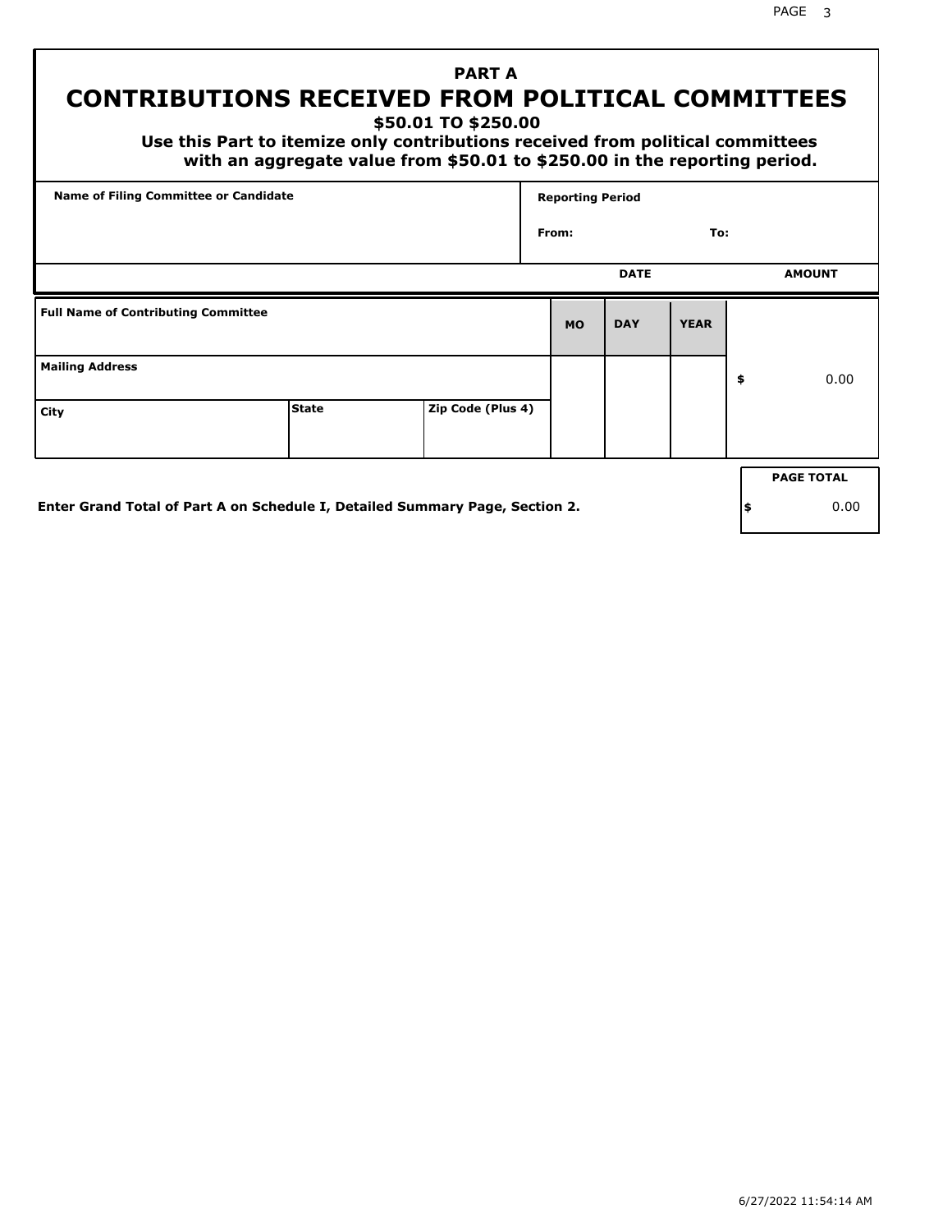## PART A

# CONTRIBUTIONS RECEIVED FROM POLITICAL COMMITTEES

### $50.01 TO $250.00

**Use this Part to itemize only contributions received from political committees with an aggregate value from $50.01 to $250.00 in the reporting period.**

| Name of Filing Committee or Candidate | Reporting Period |
| --- | --- |
| | From: To: |

| Full Name of Contributing Committee | | | DATE MO | DATE DAY | DATE YEAR | AMOUNT |
| --- | --- | --- | --- | --- | --- | --- |
| Mailing Address | | | | | | $ 0.00 |
| City | State | Zip Code (Plus 4) | | | | |

**Enter Grand Total of Part A on Schedule I, Detailed Summary Page, Section 2.**

| PAGE TOTAL |
| --- |
| $ 0.00 |

6/27/2022 11:54:14 AM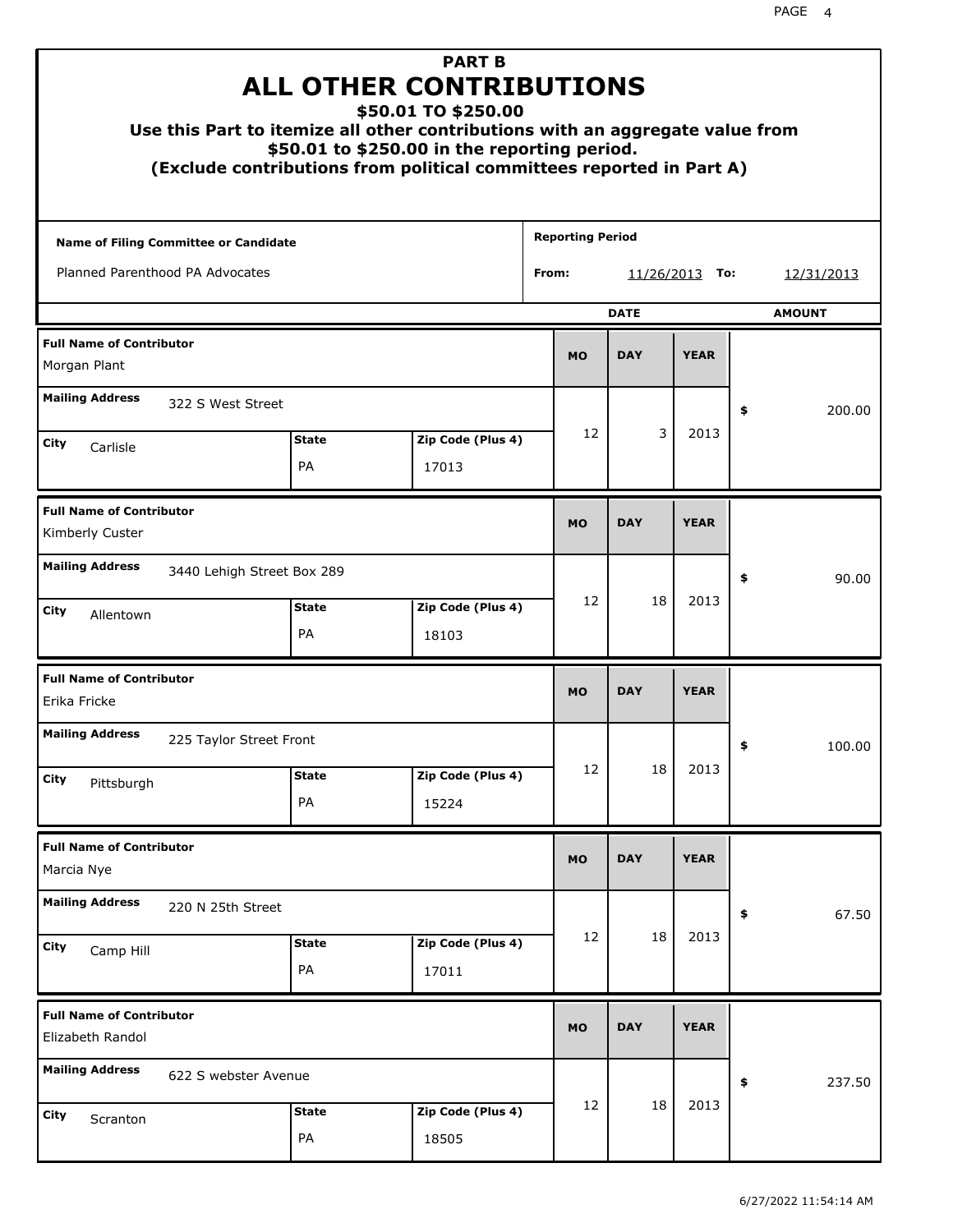# PART B
# ALL OTHER CONTRIBUTIONS
## $50.01 TO $250.00
### Use this Part to itemize all other contributions with an aggregate value from $50.01 to $250.00 in the reporting period.
### (Exclude contributions from political committees reported in Part A)

**Name of Filing Committee or Candidate:** Planned Parenthood PA Advocates

**Reporting Period** From: 11/26/2013 To: 12/31/2013

| Full Name of Contributor | Mailing Address | City | State | Zip Code (Plus 4) | MO | DAY | YEAR | AMOUNT |
|---|---|---|---|---|---|---|---|---|
| Morgan Plant | 322 S West Street | Carlisle | PA | 17013 | 12 | 3 | 2013 | $ 200.00 |
| Kimberly Custer | 3440 Lehigh Street Box 289 | Allentown | PA | 18103 | 12 | 18 | 2013 | $ 90.00 |
| Erika Fricke | 225 Taylor Street Front | Pittsburgh | PA | 15224 | 12 | 18 | 2013 | $ 100.00 |
| Marcia Nye | 220 N 25th Street | Camp Hill | PA | 17011 | 12 | 18 | 2013 | $ 67.50 |
| Elizabeth Randol | 622 S webster Avenue | Scranton | PA | 18505 | 12 | 18 | 2013 | $ 237.50 |

6/27/2022 11:54:14 AM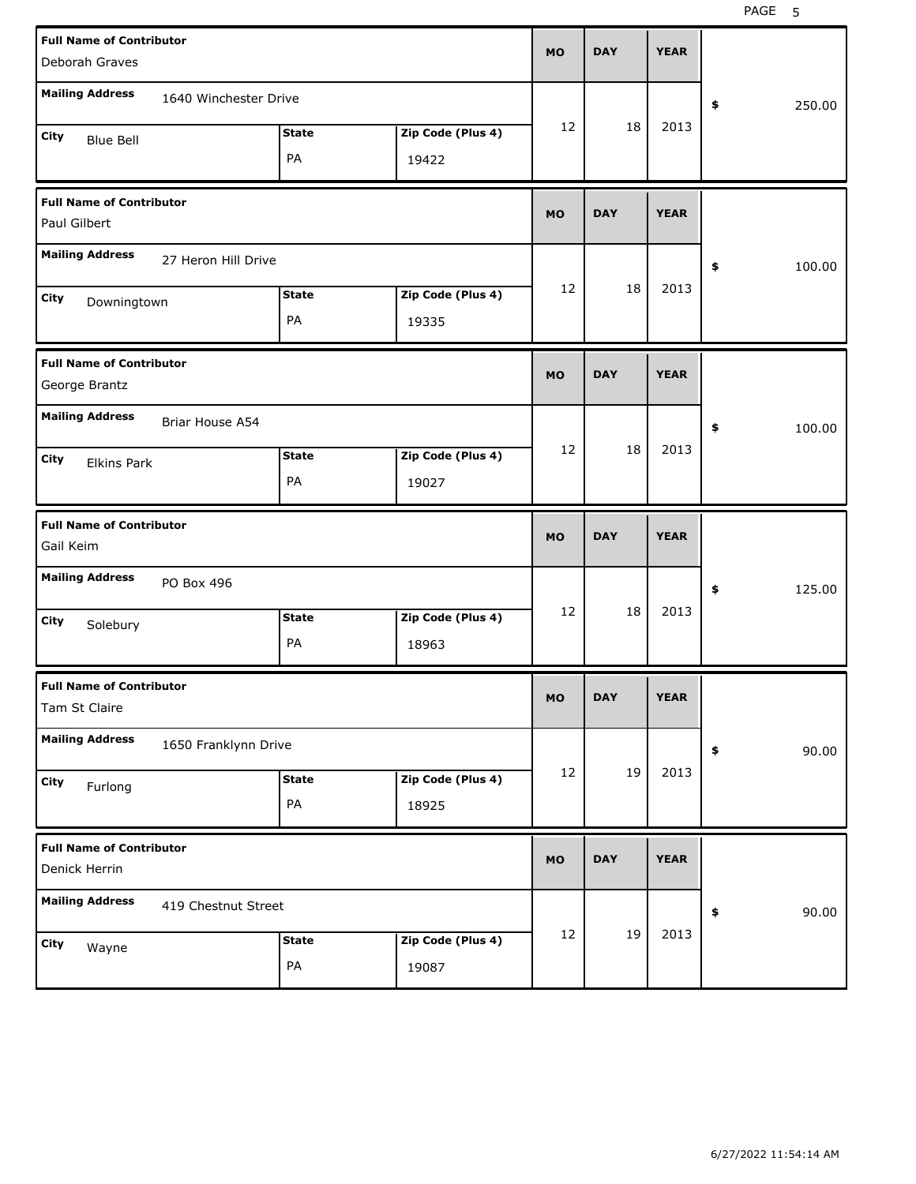| Full Name of Contributor | Mailing Address | City | State | Zip Code (Plus 4) | MO | DAY | YEAR | $ |
|---|---|---|---|---|---|---|---|---|
| Deborah Graves | 1640 Winchester Drive | Blue Bell | PA | 19422 | 12 | 18 | 2013 | 250.00 |
| Paul Gilbert | 27 Heron Hill Drive | Downingtown | PA | 19335 | 12 | 18 | 2013 | 100.00 |
| George Brantz | Briar House A54 | Elkins Park | PA | 19027 | 12 | 18 | 2013 | 100.00 |
| Gail Keim | PO Box 496 | Solebury | PA | 18963 | 12 | 18 | 2013 | 125.00 |
| Tam St Claire | 1650 Franklynn Drive | Furlong | PA | 18925 | 12 | 19 | 2013 | 90.00 |
| Denick Herrin | 419 Chestnut Street | Wayne | PA | 19087 | 12 | 19 | 2013 | 90.00 |

6/27/2022 11:54:14 AM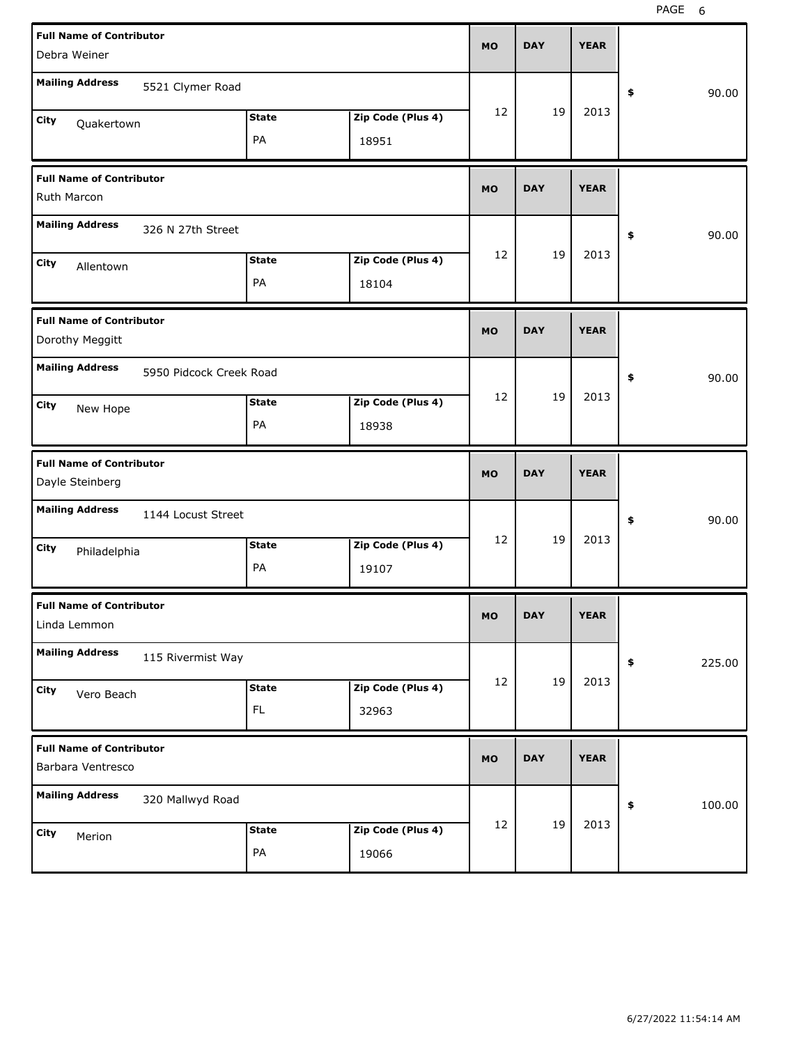| Full Name of Contributor | Mailing Address | City | State | Zip Code (Plus 4) | MO | DAY | YEAR | $ |
|---|---|---|---|---|---|---|---|---|
| Debra Weiner | 5521 Clymer Road | Quakertown | PA | 18951 | 12 | 19 | 2013 | 90.00 |
| Ruth Marcon | 326 N 27th Street | Allentown | PA | 18104 | 12 | 19 | 2013 | 90.00 |
| Dorothy Meggitt | 5950 Pidcock Creek Road | New Hope | PA | 18938 | 12 | 19 | 2013 | 90.00 |
| Dayle Steinberg | 1144 Locust Street | Philadelphia | PA | 19107 | 12 | 19 | 2013 | 90.00 |
| Linda Lemmon | 115 Rivermist Way | Vero Beach | FL | 32963 | 12 | 19 | 2013 | 225.00 |
| Barbara Ventresco | 320 Mallwyd Road | Merion | PA | 19066 | 12 | 19 | 2013 | 100.00 |

6/27/2022 11:54:14 AM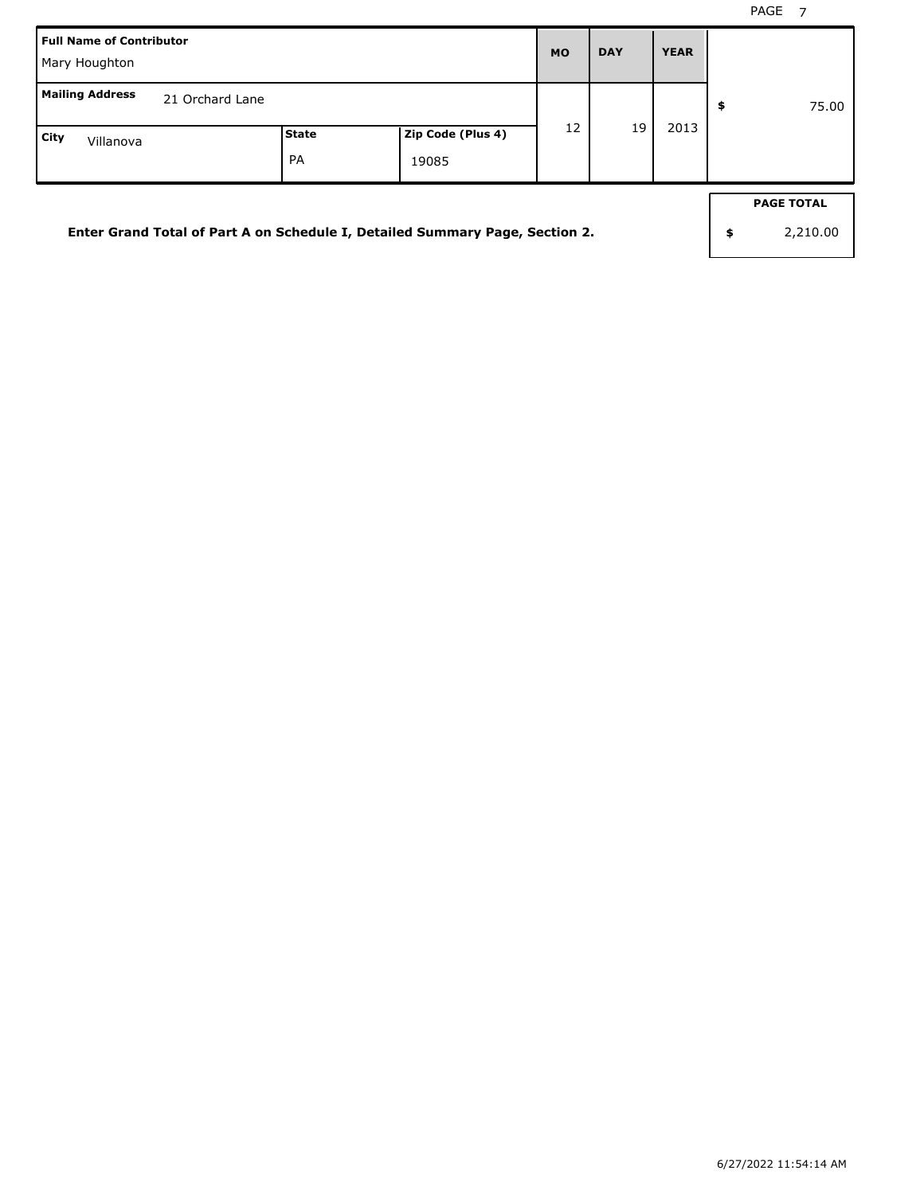| Full Name of Contributor | | | MO | DAY | YEAR | |
| --- | --- | --- | --- | --- | --- | --- |
| Mary Houghton | | | | | | |
| Mailing Address 21 Orchard Lane | | | 12 | 19 | 2013 | $ 75.00 |
| City Villanova | State PA | Zip Code (Plus 4) 19085 | | | | |

**Enter Grand Total of Part A on Schedule I, Detailed Summary Page, Section 2.**

| PAGE TOTAL |
| --- |
| $ 2,210.00 |

6/27/2022 11:54:14 AM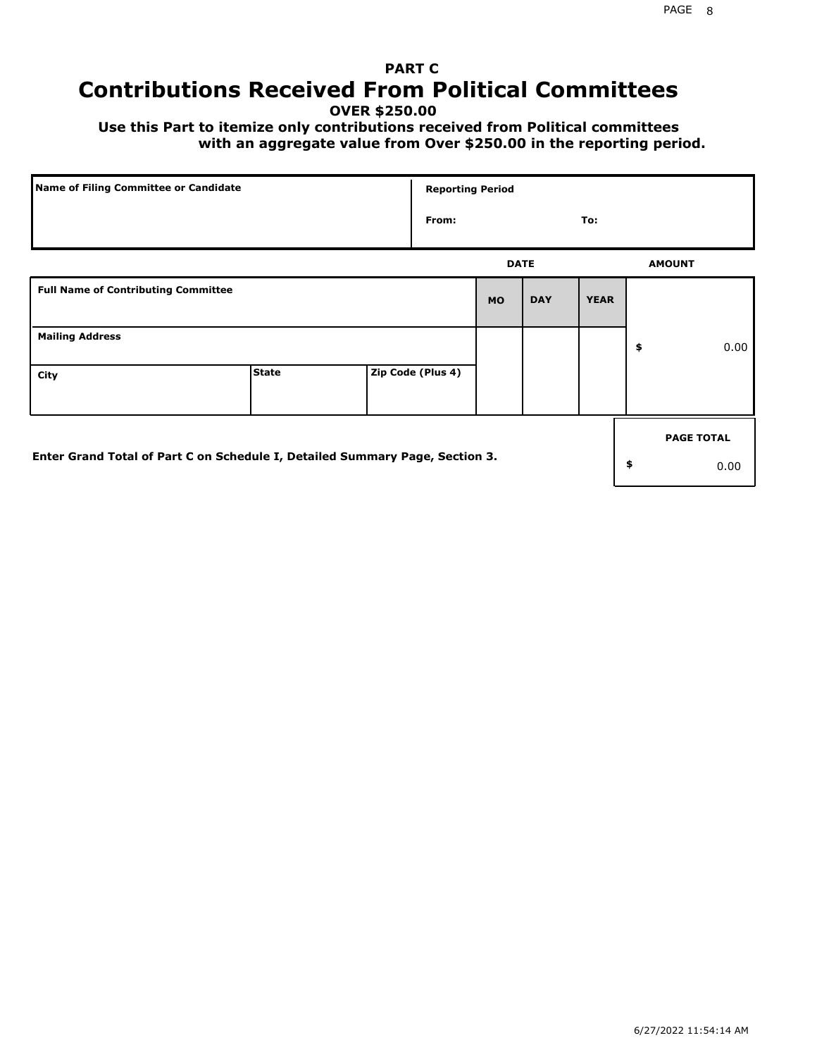## PART C

# Contributions Received From Political Committees

**OVER $250.00**

**Use this Part to itemize only contributions received from Political committees with an aggregate value from Over $250.00 in the reporting period.**

| Name of Filing Committee or Candidate | Reporting Period |
|---|---|
| | From: To: |

| Full Name of Contributing Committee | | | DATE MO | DAY | YEAR | AMOUNT |
|---|---|---|---|---|---|---|
| Mailing Address | | | | | | $ 0.00 |
| City | State | Zip Code (Plus 4) | | | | |

**Enter Grand Total of Part C on Schedule I, Detailed Summary Page, Section 3.**

| PAGE TOTAL |
|---|
| $ 0.00 |

6/27/2022 11:54:14 AM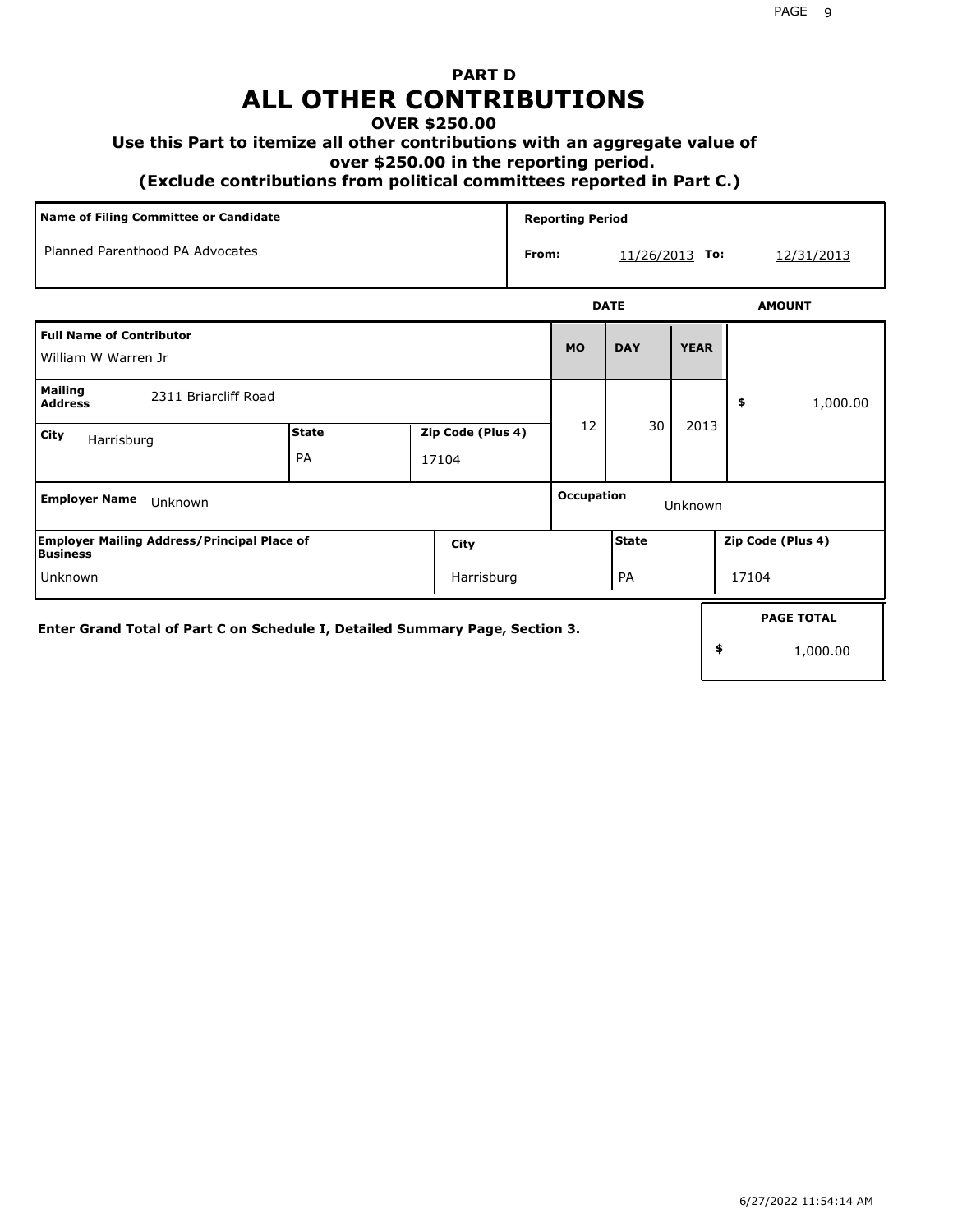# PART D
# ALL OTHER CONTRIBUTIONS

### OVER $250.00

### Use this Part to itemize all other contributions with an aggregate value of over $250.00 in the reporting period.

### (Exclude contributions from political committees reported in Part C.)

| Name of Filing Committee or Candidate | Reporting Period |
|---|---|
| Planned Parenthood PA Advocates | From: 11/26/2013 To: 12/31/2013 |

| Full Name of Contributor | | | DATE MO | DATE DAY | DATE YEAR | AMOUNT |
|---|---|---|---|---|---|---|
| William W Warren Jr | | | 12 | 30 | 2013 | $ 1,000.00 |
| **Mailing Address** 2311 Briarcliff Road | | | | | | |
| **City** Harrisburg | **State** PA | **Zip Code (Plus 4)** 17104 | | | | |
| **Employer Name** Unknown | | | **Occupation** Unknown | | | |
| **Employer Mailing Address/Principal Place of Business** Unknown | **City** Harrisburg | | **State** PA | | **Zip Code (Plus 4)** 17104 | |

Enter Grand Total of Part C on Schedule I, Detailed Summary Page, Section 3.

| PAGE TOTAL |
|---|
| $ 1,000.00 |

6/27/2022 11:54:14 AM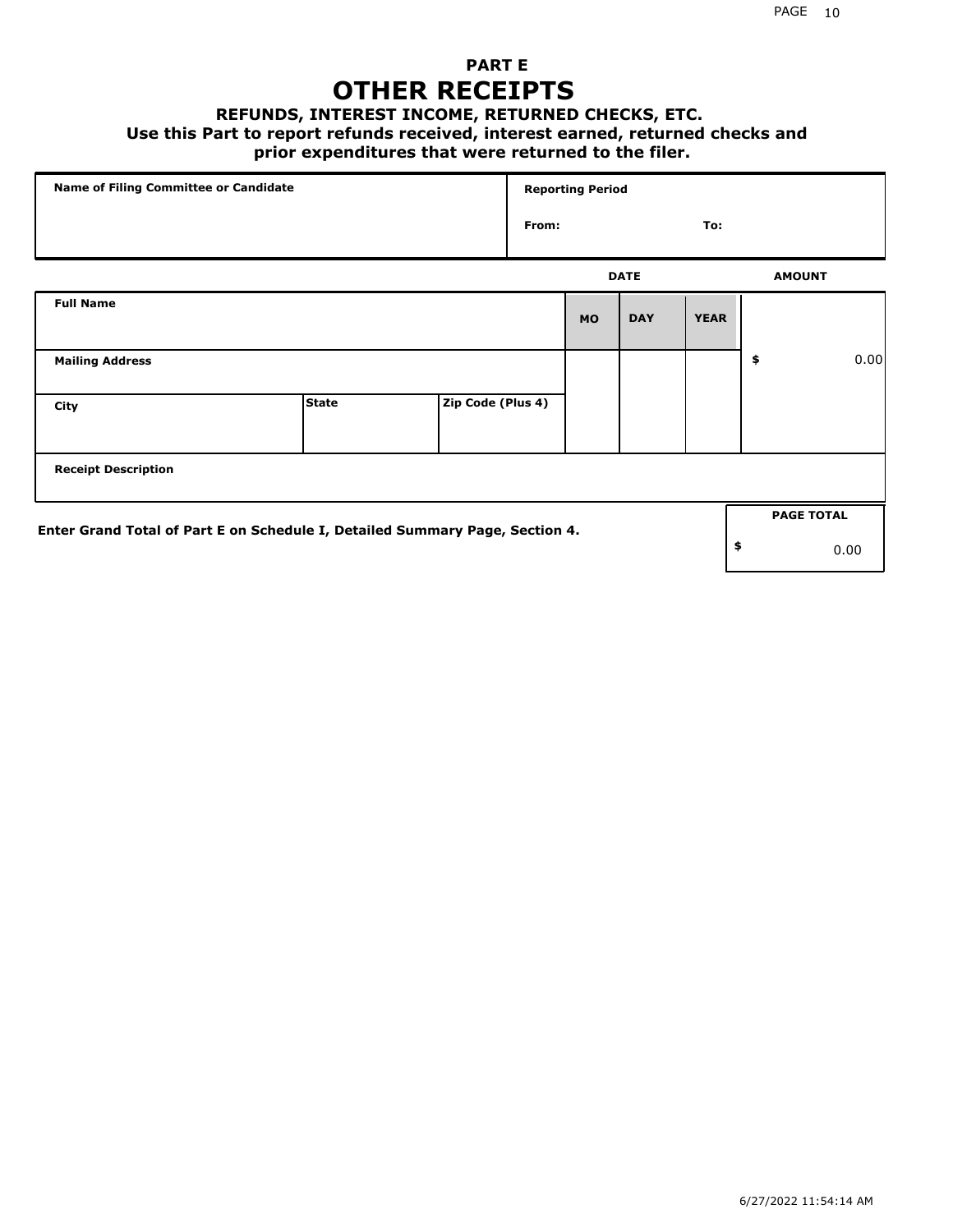# PART E
# OTHER RECEIPTS

### REFUNDS, INTEREST INCOME, RETURNED CHECKS, ETC.

**Use this Part to report refunds received, interest earned, returned checks and prior expenditures that were returned to the filer.**

| Name of Filing Committee or Candidate | Reporting Period | |
|---|---|---|
| | From: | To: |

| Full Name | | | DATE MO | DAY | YEAR | AMOUNT |
|---|---|---|---|---|---|---|
| Mailing Address | | | | | | $ 0.00 |
| City | State | Zip Code (Plus 4) | | | | |
| Receipt Description | | | | | | |

**Enter Grand Total of Part E on Schedule I, Detailed Summary Page, Section 4.**

| PAGE TOTAL |
|---|
| $ 0.00 |

6/27/2022 11:54:14 AM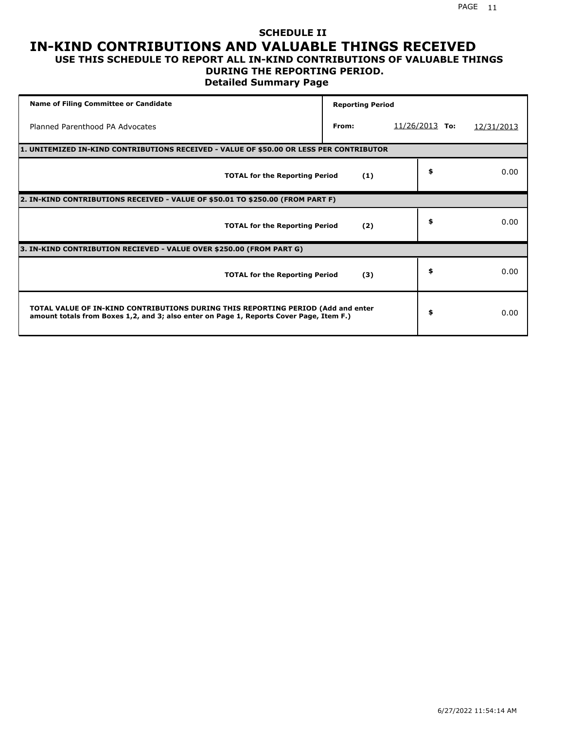# SCHEDULE II

# IN-KIND CONTRIBUTIONS AND VALUABLE THINGS RECEIVED

## USE THIS SCHEDULE TO REPORT ALL IN-KIND CONTRIBUTIONS OF VALUABLE THINGS DURING THE REPORTING PERIOD.

### Detailed Summary Page

| Name of Filing Committee or Candidate | Reporting Period | | |
|---|---|---|---|
| Planned Parenthood PA Advocates | From: | 11/26/2013 To: | 12/31/2013 |

| 1. UNITEMIZED IN-KIND CONTRIBUTIONS RECEIVED - VALUE OF $50.00 OR LESS PER CONTRIBUTOR | | |
|---|---|---|
| TOTAL for the Reporting Period | (1) | $ 0.00 |
| **2. IN-KIND CONTRIBUTIONS RECEIVED - VALUE OF $50.01 TO $250.00 (FROM PART F)** | | |
| TOTAL for the Reporting Period | (2) | $ 0.00 |
| **3. IN-KIND CONTRIBUTION RECIEVED - VALUE OVER $250.00 (FROM PART G)** | | |
| TOTAL for the Reporting Period | (3) | $ 0.00 |
| **TOTAL VALUE OF IN-KIND CONTRIBUTIONS DURING THIS REPORTING PERIOD (Add and enter amount totals from Boxes 1,2, and 3; also enter on Page 1, Reports Cover Page, Item F.)** | | $ 0.00 |

6/27/2022 11:54:14 AM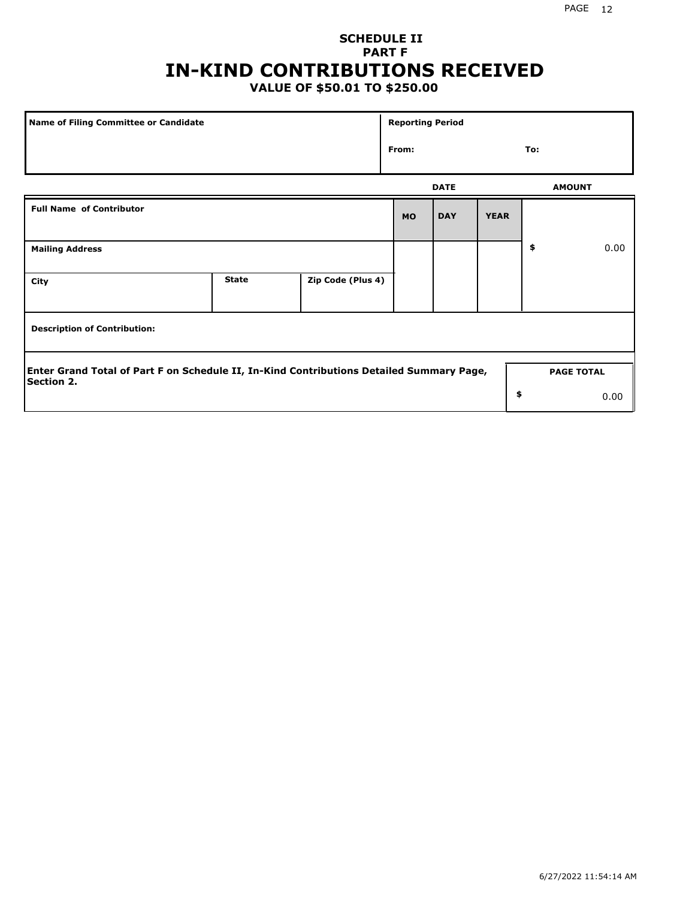# SCHEDULE II
## PART F
# IN-KIND CONTRIBUTIONS RECEIVED
### VALUE OF $50.01 TO $250.00

| Name of Filing Committee or Candidate | Reporting Period |
|---|---|
| | From: To: |

| Full Name of Contributor | | | DATE | | | AMOUNT |
|---|---|---|---|---|---|---|
| | | | MO | DAY | YEAR | |
| Mailing Address | | | | | | $ 0.00 |
| City | State | Zip Code (Plus 4) | | | | |

**Description of Contribution:**

| Enter Grand Total of Part F on Schedule II, In-Kind Contributions Detailed Summary Page, Section 2. | PAGE TOTAL |
|---|---|
| | $ 0.00 |

6/27/2022 11:54:14 AM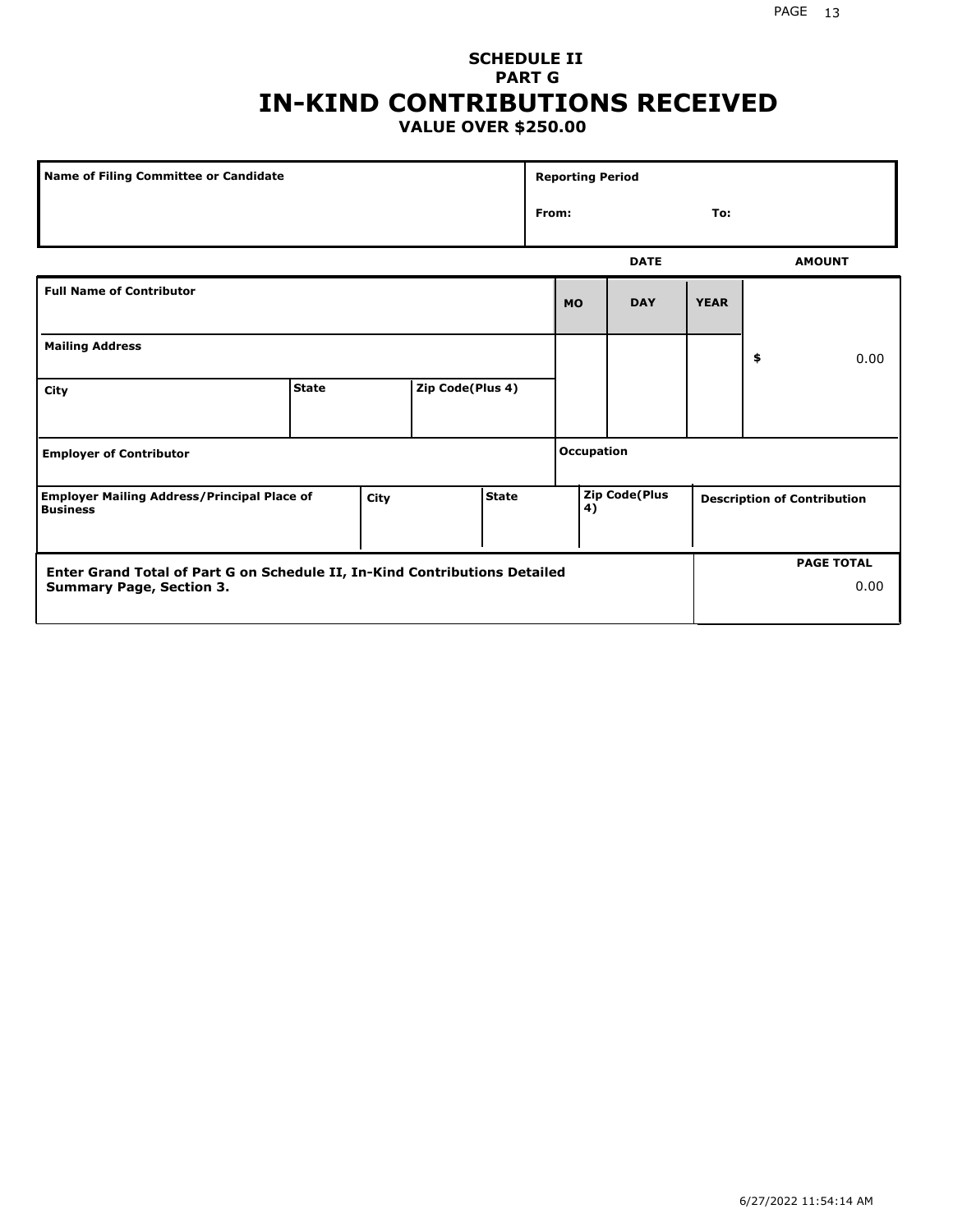**SCHEDULE II**
**PART G**

# IN-KIND CONTRIBUTIONS RECEIVED

**VALUE OVER $250.00**

| Name of Filing Committee or Candidate | Reporting Period |
|---|---|
| | From: To: |

| Full Name of Contributor | | | DATE MO | DAY | YEAR | AMOUNT |
|---|---|---|---|---|---|---|
| Mailing Address | | | | | | $ 0.00 |
| City | State | Zip Code(Plus 4) | | | | |
| Employer of Contributor | | | Occupation | | | |
| Employer Mailing Address/Principal Place of Business | City | State | Zip Code(Plus 4) | | Description of Contribution | |

| Enter Grand Total of Part G on Schedule II, In-Kind Contributions Detailed Summary Page, Section 3. | PAGE TOTAL |
|---|---|
| | 0.00 |

6/27/2022 11:54:14 AM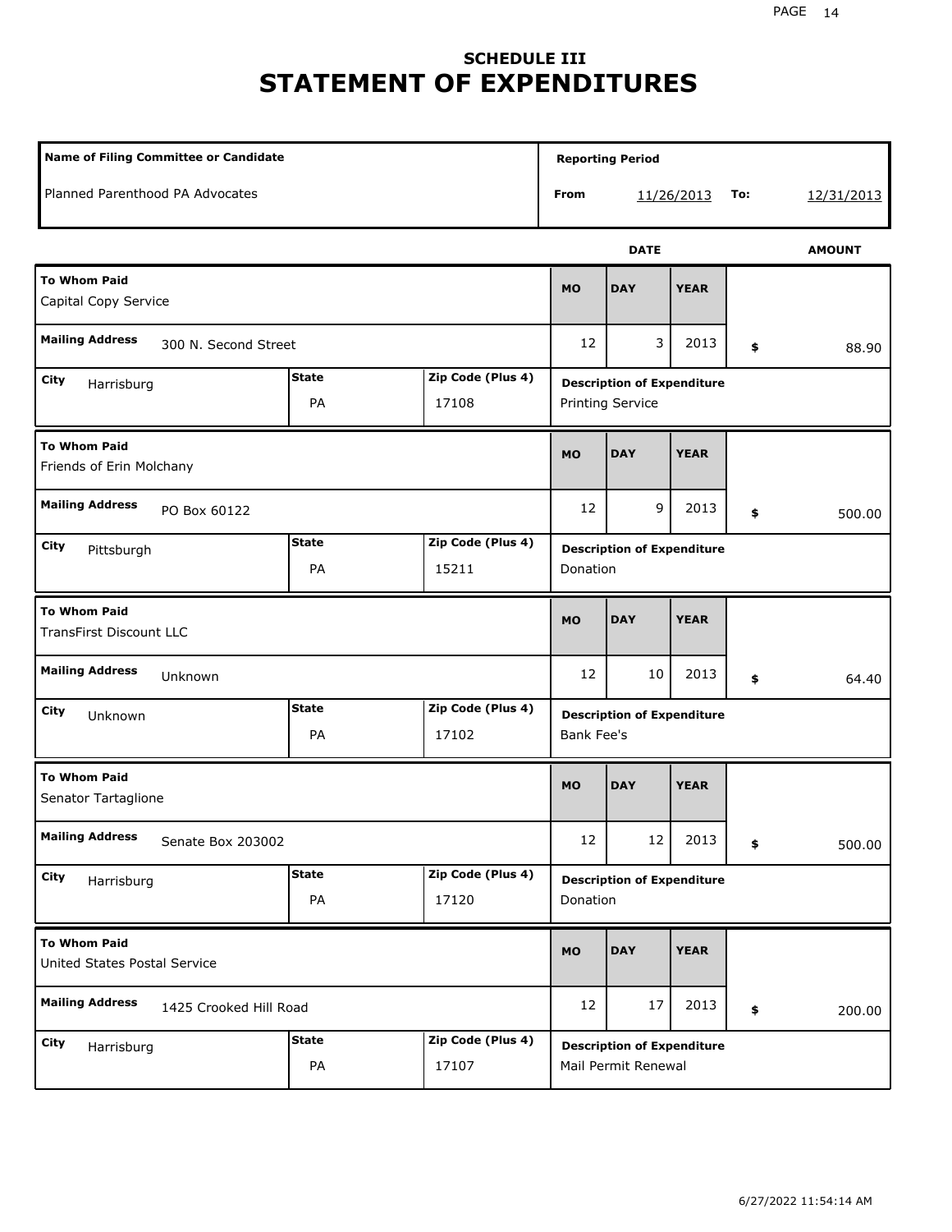## SCHEDULE III
# STATEMENT OF EXPENDITURES

| Name of Filing Committee or Candidate | Reporting Period | |
|---|---|---|
| Planned Parenthood PA Advocates | From 11/26/2013 | To: 12/31/2013 |

| To Whom Paid | Mailing Address | City | State | Zip Code (Plus 4) | MO | DAY | YEAR | AMOUNT | Description of Expenditure |
|---|---|---|---|---|---|---|---|---|---|
| Capital Copy Service | 300 N. Second Street | Harrisburg | PA | 17108 | 12 | 3 | 2013 | $ 88.90 | Printing Service |
| Friends of Erin Molchany | PO Box 60122 | Pittsburgh | PA | 15211 | 12 | 9 | 2013 | $ 500.00 | Donation |
| TransFirst Discount LLC | Unknown | Unknown | PA | 17102 | 12 | 10 | 2013 | $ 64.40 | Bank Fee's |
| Senator Tartaglione | Senate Box 203002 | Harrisburg | PA | 17120 | 12 | 12 | 2013 | $ 500.00 | Donation |
| United States Postal Service | 1425 Crooked Hill Road | Harrisburg | PA | 17107 | 12 | 17 | 2013 | $ 200.00 | Mail Permit Renewal |

6/27/2022 11:54:14 AM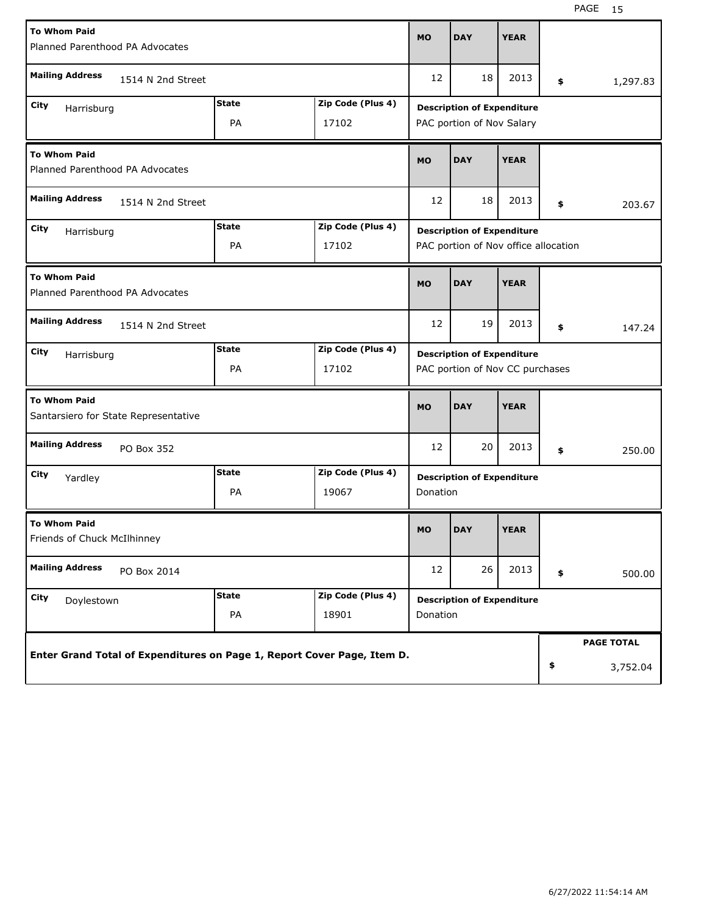| To Whom Paid | Mailing Address | City | State | Zip Code (Plus 4) | MO | DAY | YEAR | Description of Expenditure | $ |
|---|---|---|---|---|---|---|---|---|---|
| Planned Parenthood PA Advocates | 1514 N 2nd Street | Harrisburg | PA | 17102 | 12 | 18 | 2013 | PAC portion of Nov Salary | 1,297.83 |
| Planned Parenthood PA Advocates | 1514 N 2nd Street | Harrisburg | PA | 17102 | 12 | 18 | 2013 | PAC portion of Nov office allocation | 203.67 |
| Planned Parenthood PA Advocates | 1514 N 2nd Street | Harrisburg | PA | 17102 | 12 | 19 | 2013 | PAC portion of Nov CC purchases | 147.24 |
| Santarsiero for State Representative | PO Box 352 | Yardley | PA | 19067 | 12 | 20 | 2013 | Donation | 250.00 |
| Friends of Chuck McIlhinney | PO Box 2014 | Doylestown | PA | 18901 | 12 | 26 | 2013 | Donation | 500.00 |

**Enter Grand Total of Expenditures on Page 1, Report Cover Page, Item D.**

**PAGE TOTAL** $ 3,752.04

6/27/2022 11:54:14 AM